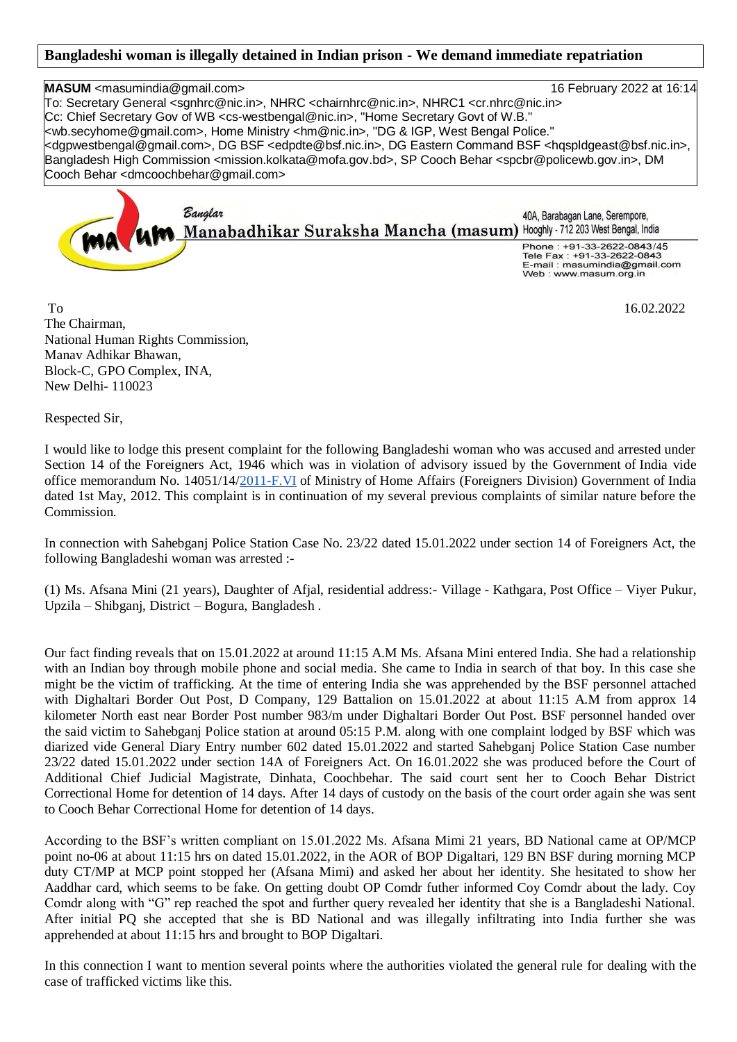**Bangladeshi woman is illegally detained in Indian prison - We demand immediate repatriation**

**MASUM** <masumindia@gmail.com> 16 February 2022 at 16:14
To: Secretary General <sgnhrc@nic.in>, NHRC <chairnhrc@nic.in>, NHRC1 <cr.nhrc@nic.in>
Cc: Chief Secretary Gov of WB <cs-westbengal@nic.in>, "Home Secretary Govt of W.B." <wb.secyhome@gmail.com>, Home Ministry <hm@nic.in>, "DG & IGP, West Bengal Police." <dgpwestbengal@gmail.com>, DG BSF <edpdte@bsf.nic.in>, DG Eastern Command BSF <hqspldgeast@bsf.nic.in>, Bangladesh High Commission <mission.kolkata@mofa.gov.bd>, SP Cooch Behar <spcbr@policewb.gov.in>, DM Cooch Behar <dmcoochbehar@gmail.com>

Banglar
**Manabadhikar Suraksha Mancha (masum)**
40A, Barabagan Lane, Serempore, Hooghly - 712 203 West Bengal, India
Phone : +91-33-2622-0843/45
Tele Fax : +91-33-2622-0843
E-mail : masumindia@gmail.com
Web : www.masum.org.in

To 16.02.2022
The Chairman,
National Human Rights Commission,
Manav Adhikar Bhawan,
Block-C, GPO Complex, INA,
New Delhi- 110023

Respected Sir,

I would like to lodge this present complaint for the following Bangladeshi woman who was accused and arrested under Section 14 of the Foreigners Act, 1946 which was in violation of advisory issued by the Government of India vide office memorandum No. 14051/14/2011-F.VI of Ministry of Home Affairs (Foreigners Division) Government of India dated 1st May, 2012. This complaint is in continuation of my several previous complaints of similar nature before the Commission.

In connection with Sahebganj Police Station Case No. 23/22 dated 15.01.2022 under section 14 of Foreigners Act, the following Bangladeshi woman was arrested :-

(1) Ms. Afsana Mini (21 years), Daughter of Afjal, residential address:- Village - Kathgara, Post Office – Viyer Pukur, Upzila – Shibganj, District – Bogura, Bangladesh .

Our fact finding reveals that on 15.01.2022 at around 11:15 A.M Ms. Afsana Mini entered India. She had a relationship with an Indian boy through mobile phone and social media. She came to India in search of that boy. In this case she might be the victim of trafficking. At the time of entering India she was apprehended by the BSF personnel attached with Dighaltari Border Out Post, D Company, 129 Battalion on 15.01.2022 at about 11:15 A.M from approx 14 kilometer North east near Border Post number 983/m under Dighaltari Border Out Post. BSF personnel handed over the said victim to Sahebganj Police station at around 05:15 P.M. along with one complaint lodged by BSF which was diarized vide General Diary Entry number 602 dated 15.01.2022 and started Sahebganj Police Station Case number 23/22 dated 15.01.2022 under section 14A of Foreigners Act. On 16.01.2022 she was produced before the Court of Additional Chief Judicial Magistrate, Dinhata, Coochbehar. The said court sent her to Cooch Behar District Correctional Home for detention of 14 days. After 14 days of custody on the basis of the court order again she was sent to Cooch Behar Correctional Home for detention of 14 days.

According to the BSF's written compliant on 15.01.2022 Ms. Afsana Mimi 21 years, BD National came at OP/MCP point no-06 at about 11:15 hrs on dated 15.01.2022, in the AOR of BOP Digaltari, 129 BN BSF during morning MCP duty CT/MP at MCP point stopped her (Afsana Mimi) and asked her about her identity. She hesitated to show her Aaddhar card, which seems to be fake. On getting doubt OP Comdr futher informed Coy Comdr about the lady. Coy Comdr along with "G" rep reached the spot and further query revealed her identity that she is a Bangladeshi National. After initial PQ she accepted that she is BD National and was illegally infiltrating into India further she was apprehended at about 11:15 hrs and brought to BOP Digaltari.

In this connection I want to mention several points where the authorities violated the general rule for dealing with the case of trafficked victims like this.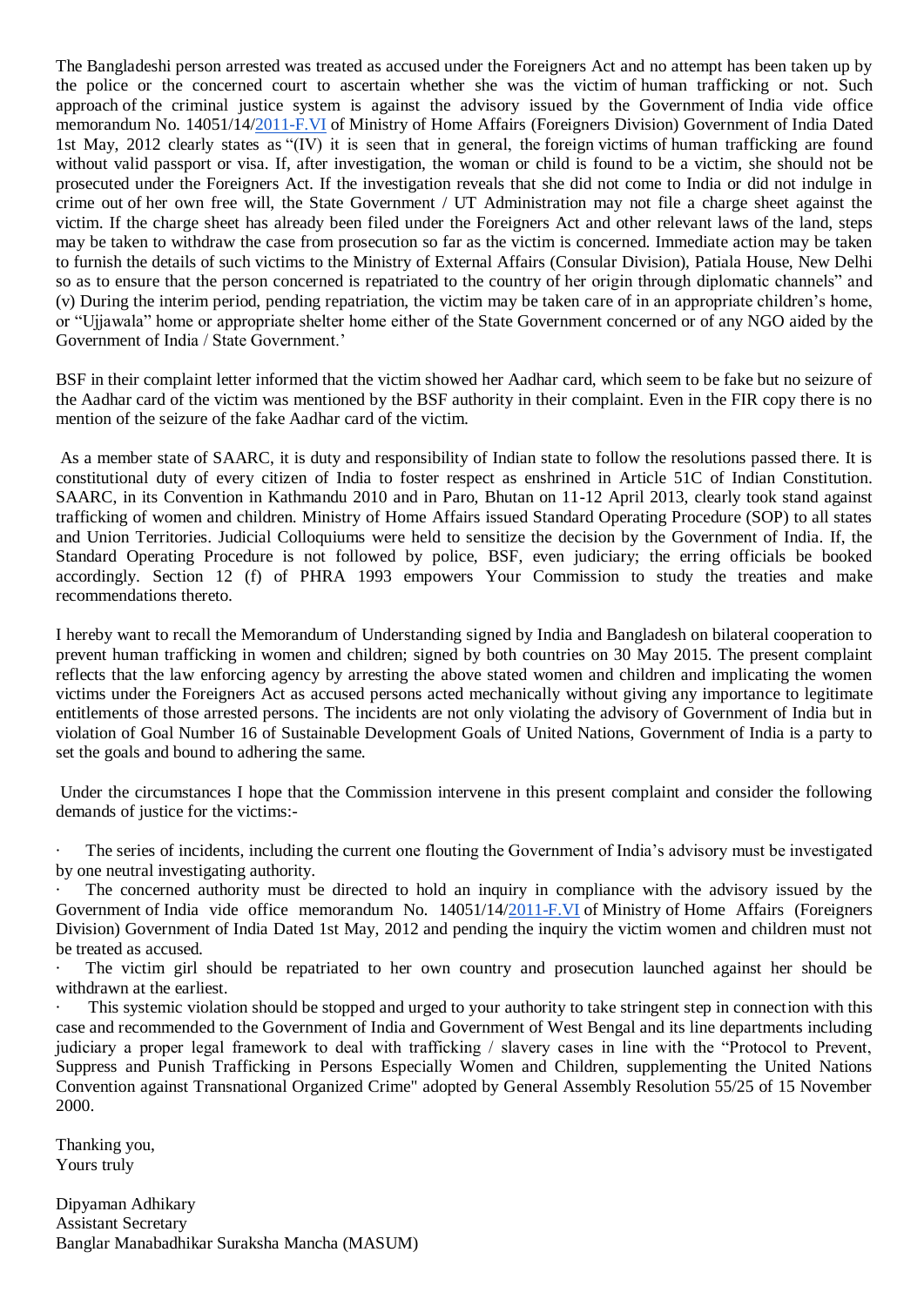The Bangladeshi person arrested was treated as accused under the Foreigners Act and no attempt has been taken up by the police or the concerned court to ascertain whether she was the victim of human trafficking or not. Such approach of the criminal justice system is against the advisory issued by the Government of India vide office memorandum No. 14051/14/2011-F.VI of Ministry of Home Affairs (Foreigners Division) Government of India Dated 1st May, 2012 clearly states as "(IV) it is seen that in general, the foreign victims of human trafficking are found without valid passport or visa. If, after investigation, the woman or child is found to be a victim, she should not be prosecuted under the Foreigners Act. If the investigation reveals that she did not come to India or did not indulge in crime out of her own free will, the State Government / UT Administration may not file a charge sheet against the victim. If the charge sheet has already been filed under the Foreigners Act and other relevant laws of the land, steps may be taken to withdraw the case from prosecution so far as the victim is concerned. Immediate action may be taken to furnish the details of such victims to the Ministry of External Affairs (Consular Division), Patiala House, New Delhi so as to ensure that the person concerned is repatriated to the country of her origin through diplomatic channels" and (v) During the interim period, pending repatriation, the victim may be taken care of in an appropriate children's home, or "Ujjawala" home or appropriate shelter home either of the State Government concerned or of any NGO aided by the Government of India / State Government.'

BSF in their complaint letter informed that the victim showed her Aadhar card, which seem to be fake but no seizure of the Aadhar card of the victim was mentioned by the BSF authority in their complaint. Even in the FIR copy there is no mention of the seizure of the fake Aadhar card of the victim.

As a member state of SAARC, it is duty and responsibility of Indian state to follow the resolutions passed there. It is constitutional duty of every citizen of India to foster respect as enshrined in Article 51C of Indian Constitution. SAARC, in its Convention in Kathmandu 2010 and in Paro, Bhutan on 11-12 April 2013, clearly took stand against trafficking of women and children. Ministry of Home Affairs issued Standard Operating Procedure (SOP) to all states and Union Territories. Judicial Colloquiums were held to sensitize the decision by the Government of India. If, the Standard Operating Procedure is not followed by police, BSF, even judiciary; the erring officials be booked accordingly. Section 12 (f) of PHRA 1993 empowers Your Commission to study the treaties and make recommendations thereto.

I hereby want to recall the Memorandum of Understanding signed by India and Bangladesh on bilateral cooperation to prevent human trafficking in women and children; signed by both countries on 30 May 2015. The present complaint reflects that the law enforcing agency by arresting the above stated women and children and implicating the women victims under the Foreigners Act as accused persons acted mechanically without giving any importance to legitimate entitlements of those arrested persons. The incidents are not only violating the advisory of Government of India but in violation of Goal Number 16 of Sustainable Development Goals of United Nations, Government of India is a party to set the goals and bound to adhering the same.

Under the circumstances I hope that the Commission intervene in this present complaint and consider the following demands of justice for the victims:-

- The series of incidents, including the current one flouting the Government of India's advisory must be investigated by one neutral investigating authority.
- The concerned authority must be directed to hold an inquiry in compliance with the advisory issued by the Government of India vide office memorandum No. 14051/14/2011-F.VI of Ministry of Home Affairs (Foreigners Division) Government of India Dated 1st May, 2012 and pending the inquiry the victim women and children must not be treated as accused.
- The victim girl should be repatriated to her own country and prosecution launched against her should be withdrawn at the earliest.
- This systemic violation should be stopped and urged to your authority to take stringent step in connection with this case and recommended to the Government of India and Government of West Bengal and its line departments including judiciary a proper legal framework to deal with trafficking / slavery cases in line with the "Protocol to Prevent, Suppress and Punish Trafficking in Persons Especially Women and Children, supplementing the United Nations Convention against Transnational Organized Crime" adopted by General Assembly Resolution 55/25 of 15 November 2000.

Thanking you,
Yours truly

Dipyaman Adhikary
Assistant Secretary
Banglar Manabadhikar Suraksha Mancha (MASUM)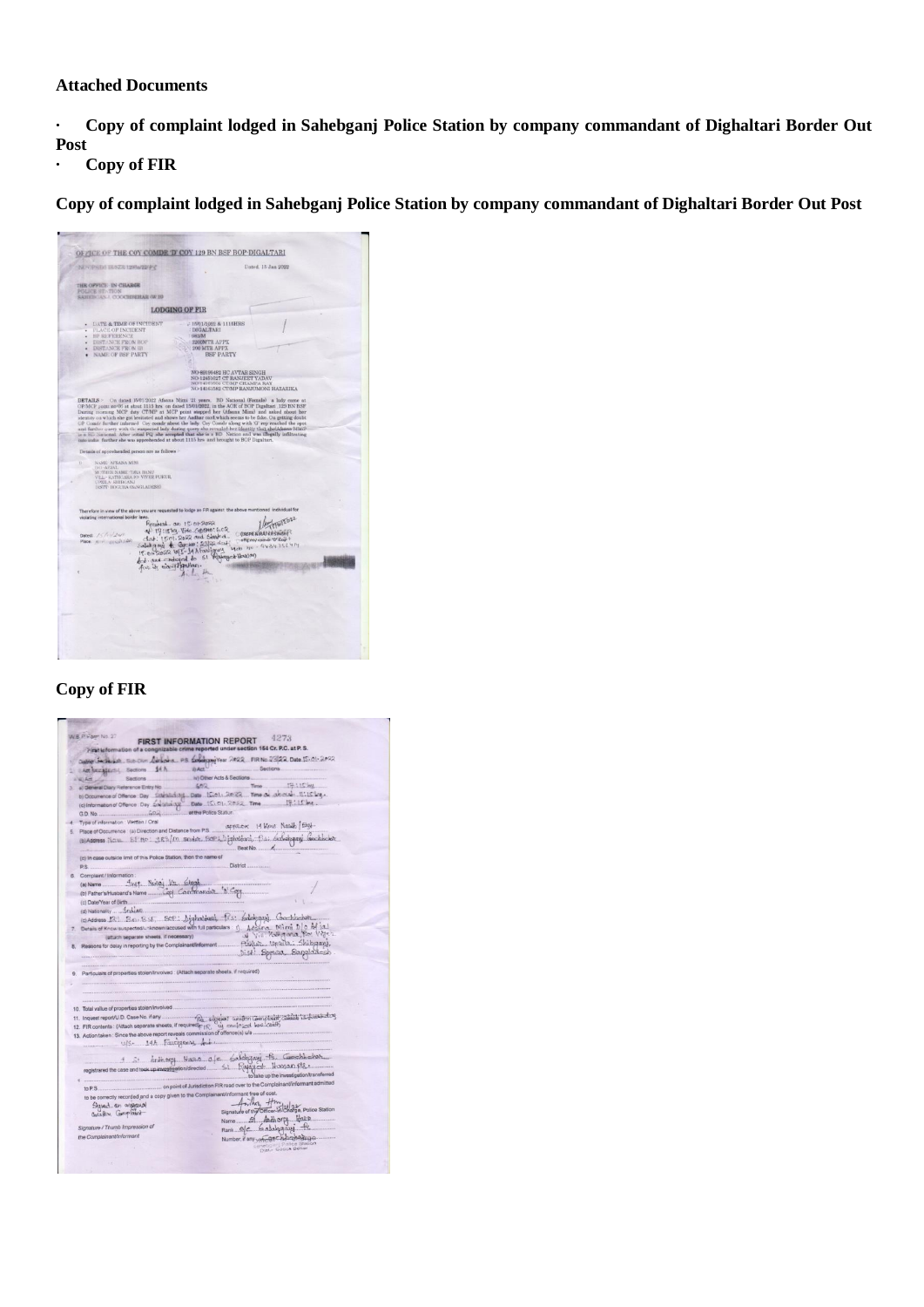**Attached Documents**

- **Copy of complaint lodged in Sahebganj Police Station by company commandant of Dighaltari Border Out Post**
- **Copy of FIR**

**Copy of complaint lodged in Sahebganj Police Station by company commandant of Dighaltari Border Out Post**

**Copy of FIR**